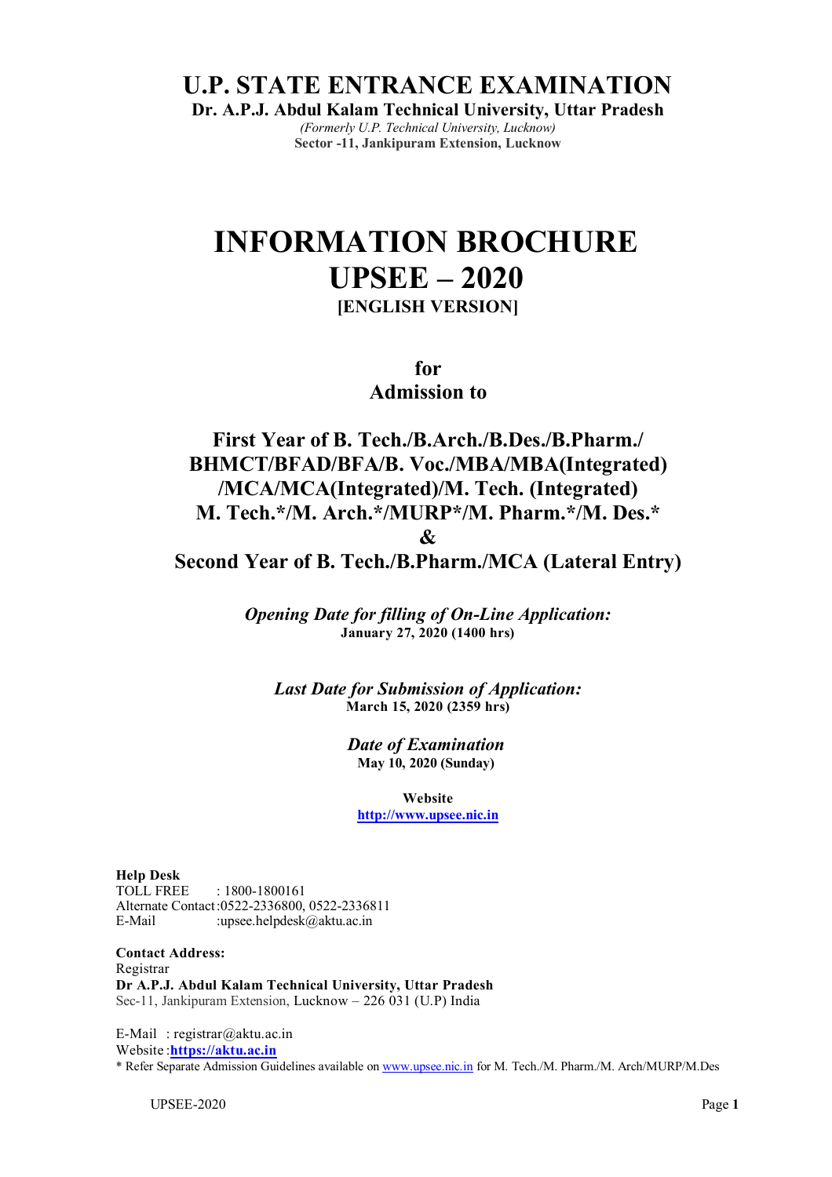# U.P. STATE ENTRANCE EXAMINATION

**Dr. A.P.J. Abdul Kalam Technical University, Uttar Pradesh**

*(Formerly U.P. Technical University, Lucknow)*

**Sector -11, Jankipuram Extension, Lucknow**

# INFORMATION BROCHURE
# UPSEE – 2020

**[ENGLISH VERSION]**

## for
## Admission to

## First Year of B. Tech./B.Arch./B.Des./B.Pharm./ BHMCT/BFAD/BFA/B. Voc./MBA/MBA(Integrated) /MCA/MCA(Integrated)/M. Tech. (Integrated) M. Tech.*/M. Arch.*/MURP*/M. Pharm.*/M. Des.*
## &
## Second Year of B. Tech./B.Pharm./MCA (Lateral Entry)

***Opening Date for filling of On-Line Application:***
**January 27, 2020 (1400 hrs)**

***Last Date for Submission of Application:***
**March 15, 2020 (2359 hrs)**

***Date of Examination***
**May 10, 2020 (Sunday)**

**Website**
**http://www.upsee.nic.in**

**Help Desk**
TOLL FREE : 1800-1800161
Alternate Contact : 0522-2336800, 0522-2336811
E-Mail : upsee.helpdesk@aktu.ac.in

**Contact Address:**
Registrar
**Dr A.P.J. Abdul Kalam Technical University, Uttar Pradesh**
Sec-11, Jankipuram Extension, Lucknow – 226 031 (U.P) India

E-Mail : registrar@aktu.ac.in
Website : **https://aktu.ac.in**

\* Refer Separate Admission Guidelines available on www.upsee.nic.in for M. Tech./M. Pharm./M. Arch/MURP/M.Des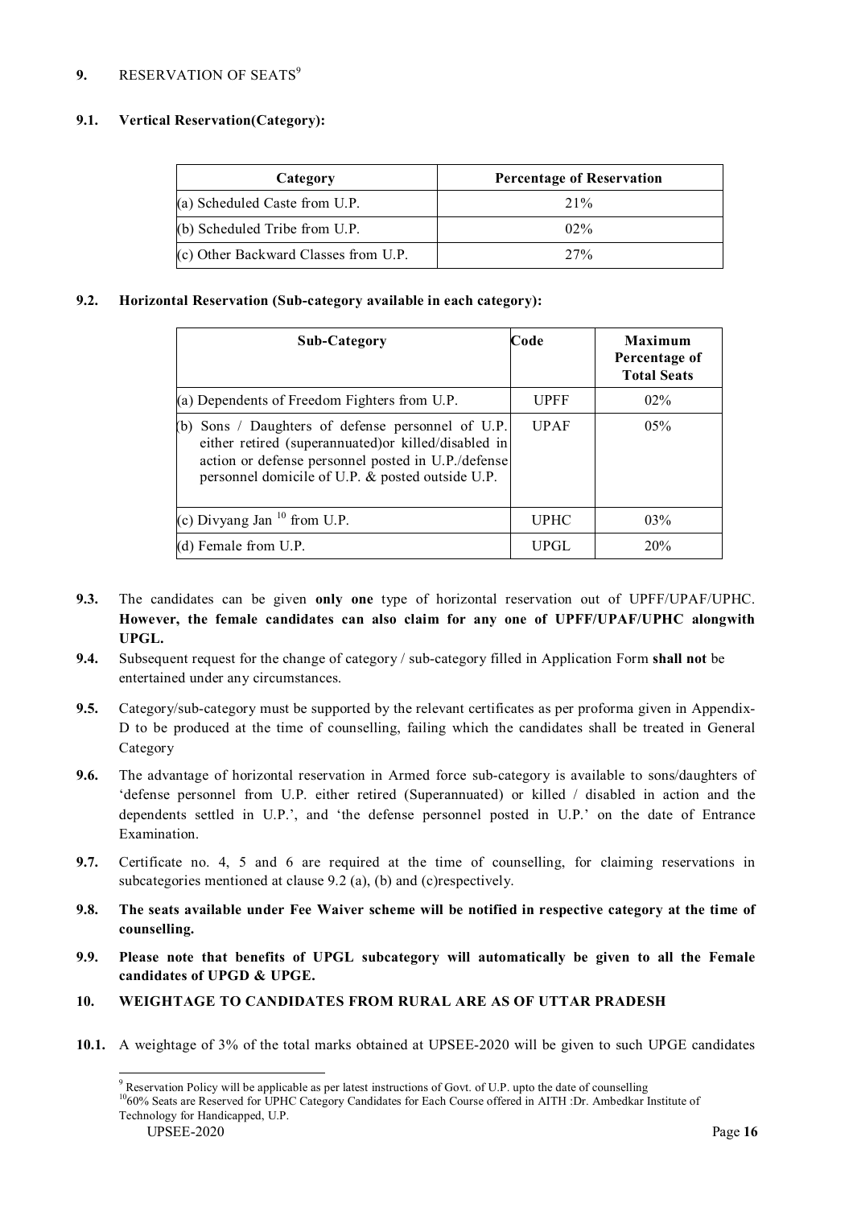## 9. RESERVATION OF SEATS[9]

### 9.1. Vertical Reservation(Category):

| Category | Percentage of Reservation |
|---|---|
| (a) Scheduled Caste from U.P. | 21% |
| (b) Scheduled Tribe from U.P. | 02% |
| (c) Other Backward Classes from U.P. | 27% |

### 9.2. Horizontal Reservation (Sub-category available in each category):

| Sub-Category | Code | Maximum Percentage of Total Seats |
|---|---|---|
| (a) Dependents of Freedom Fighters from U.P. | UPFF | 02% |
| (b) Sons / Daughters of defense personnel of U.P. either retired (superannuated)or killed/disabled in action or defense personnel posted in U.P./defense personnel domicile of U.P. & posted outside U.P. | UPAF | 05% |
| (c) Divyang Jan [10] from U.P. | UPHC | 03% |
| (d) Female from U.P. | UPGL | 20% |

**9.3.** The candidates can be given **only one** type of horizontal reservation out of UPFF/UPAF/UPHC. **However, the female candidates can also claim for any one of UPFF/UPAF/UPHC alongwith UPGL.**

**9.4.** Subsequent request for the change of category / sub-category filled in Application Form **shall not** be entertained under any circumstances.

**9.5.** Category/sub-category must be supported by the relevant certificates as per proforma given in Appendix-D to be produced at the time of counselling, failing which the candidates shall be treated in General Category

**9.6.** The advantage of horizontal reservation in Armed force sub-category is available to sons/daughters of 'defense personnel from U.P. either retired (Superannuated) or killed / disabled in action and the dependents settled in U.P.', and 'the defense personnel posted in U.P.' on the date of Entrance Examination.

**9.7.** Certificate no. 4, 5 and 6 are required at the time of counselling, for claiming reservations in subcategories mentioned at clause 9.2 (a), (b) and (c)respectively.

**9.8. The seats available under Fee Waiver scheme will be notified in respective category at the time of counselling.**

**9.9. Please note that benefits of UPGL subcategory will automatically be given to all the Female candidates of UPGD & UPGE.**

## 10. WEIGHTAGE TO CANDIDATES FROM RURAL ARE AS OF UTTAR PRADESH

**10.1.** A weightage of 3% of the total marks obtained at UPSEE-2020 will be given to such UPGE candidates

---

[9] Reservation Policy will be applicable as per latest instructions of Govt. of U.P. upto the date of counselling

[10] 60% Seats are Reserved for UPHC Category Candidates for Each Course offered in AITH :Dr. Ambedkar Institute of Technology for Handicapped, U.P.